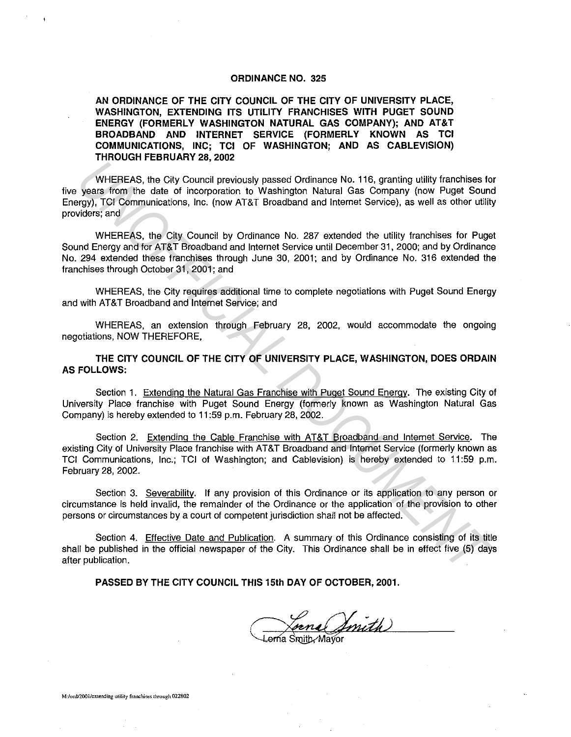# ORDINANCE NO. 325

**AN ORDINANCE OF THE CITY COUNCIL OF THE CITY OF UNIVERSITY PLACE, WASHINGTON, EXTENDING ITS UTILITY FRANCHISES WITH PUGET SOUND ENERGY (FORMERLY WASHINGTON NATURAL GAS COMPANY); AND AT&T BROADBAND AND INTERNET SERVICE (FORMERLY KNOWN AS TCI COMMUNICATIONS, INC; TCI OF WASHINGTON; AND AS CABLEVISION) THROUGH FEBRUARY 28, 2002**

WHEREAS, the City Council previously passed Ordinance No. 116, granting utility franchises for five years from the date of incorporation to Washington Natural Gas Company (now Puget Sound Energy), TCI Communications, Inc. (now AT&T Broadband and Internet Service), as well as other utility providers; and

WHEREAS, the City Council by Ordinance No. 287 extended the utility franchises for Puget Sound Energy and for AT&T Broadband and Internet Service until December 31, 2000; and by Ordinance No. 294 extended these franchises through June 30, 2001; and by Ordinance No. 316 extended the franchises through October 31, 2001; and

WHEREAS, the City requires additional time to complete negotiations with Puget Sound Energy and with AT&T Broadband and Internet Service; and

WHEREAS, an extension through February 28, 2002, would accommodate the ongoing negotiations, NOW THEREFORE,

**THE CITY COUNCIL OF THE CITY OF UNIVERSITY PLACE, WASHINGTON, DOES ORDAIN AS FOLLOWS:**

Section 1. Extending the Natural Gas Franchise with Puget Sound Energy. The existing City of University Place franchise with Puget Sound Energy (formerly known as Washington Natural Gas Company) is hereby extended to 11:59 p.m. February 28, 2002.

Section 2. Extending the Cable Franchise with AT&T Broadband and Internet Service. The existing City of University Place franchise with AT&T Broadband and Internet Service (formerly known as TCI Communications, Inc.; TCI of Washington; and Cablevision) is hereby extended to 11:59 p.m. February 28, 2002.

Section 3. Severability. If any provision of this Ordinance or its application to any person or circumstance is held invalid, the remainder of the Ordinance or the application of the provision to other persons or circumstances by a court of competent jurisdiction shall not be affected.

Section 4. Effective Date and Publication. A summary of this Ordinance consisting of its title shall be published in the official newspaper of the City. This Ordinance shall be in effect five (5) days after publication.

**PASSED BY THE CITY COUNCIL THIS 15th DAY OF OCTOBER, 2001.**

Lorna Smith, Mayor

M:/ord/2001/extending utility franchises through 022802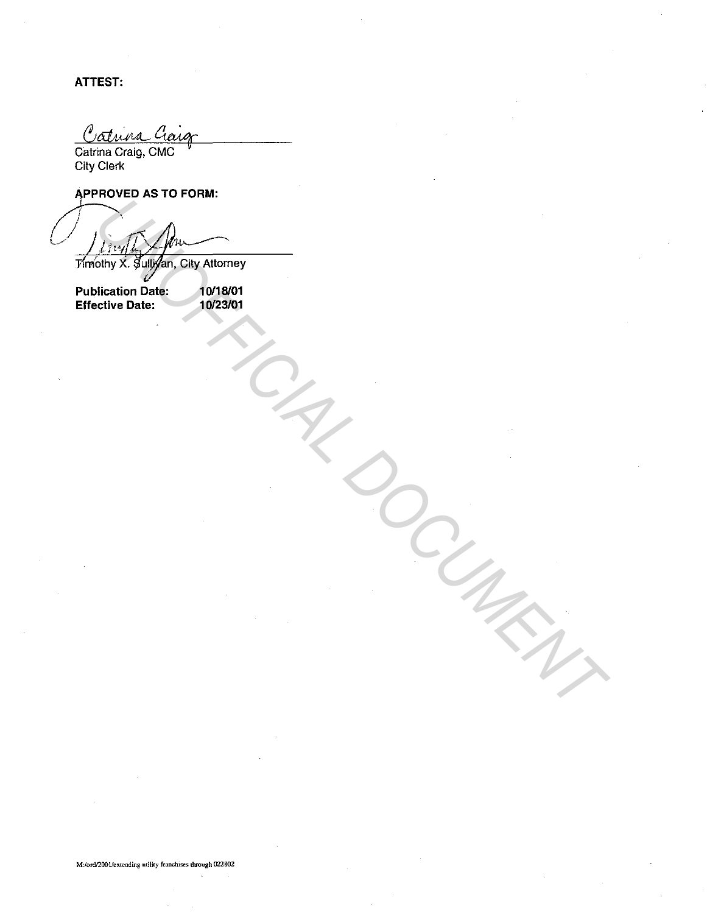**ATTEST:**

Catrina Craig, CMC
City Clerk

**APPROVED AS TO FORM:**

Timothy X. Sullivan, City Attorney

| | |
|---|---|
| **Publication Date:** | **10/18/01** |
| **Effective Date:** | **10/23/01** |

UNOFFICIAL DOCUMENT

M:/ord/2001/extending utility franchises through 022802